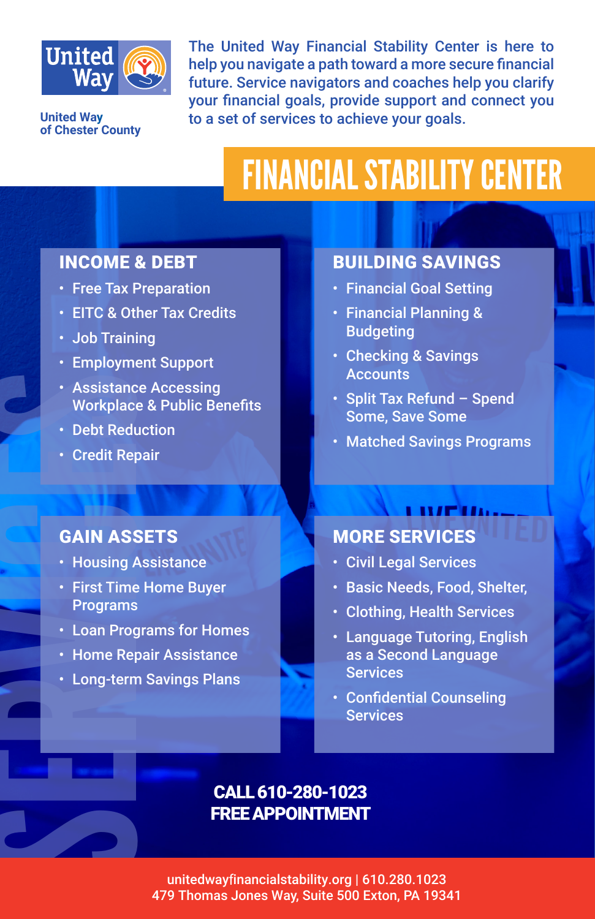United Way of Chester County

The United Way Financial Stability Center is here to help you navigate a path toward a more secure financial future. Service navigators and coaches help you clarify your financial goals, provide support and connect you to a set of services to achieve your goals.

# FINANCIAL STABILITY CENTER

## INCOME & DEBT

- Free Tax Preparation
- EITC & Other Tax Credits
- Job Training
- Employment Support
- Assistance Accessing Workplace & Public Benefits
- Debt Reduction
- Credit Repair

## BUILDING SAVINGS

- Financial Goal Setting
- Financial Planning & Budgeting
- Checking & Savings Accounts
- Split Tax Refund – Spend Some, Save Some
- Matched Savings Programs

## GAIN ASSETS

- Housing Assistance
- First Time Home Buyer Programs
- Loan Programs for Homes
- Home Repair Assistance
- Long-term Savings Plans

## MORE SERVICES

- Civil Legal Services
- Basic Needs, Food, Shelter,
- Clothing, Health Services
- Language Tutoring, English as a Second Language Services
- Confidential Counseling Services

**CALL 610-280-1023**
**FREE APPOINTMENT**

unitedwayfinancialstability.org | 610.280.1023
479 Thomas Jones Way, Suite 500 Exton, PA 19341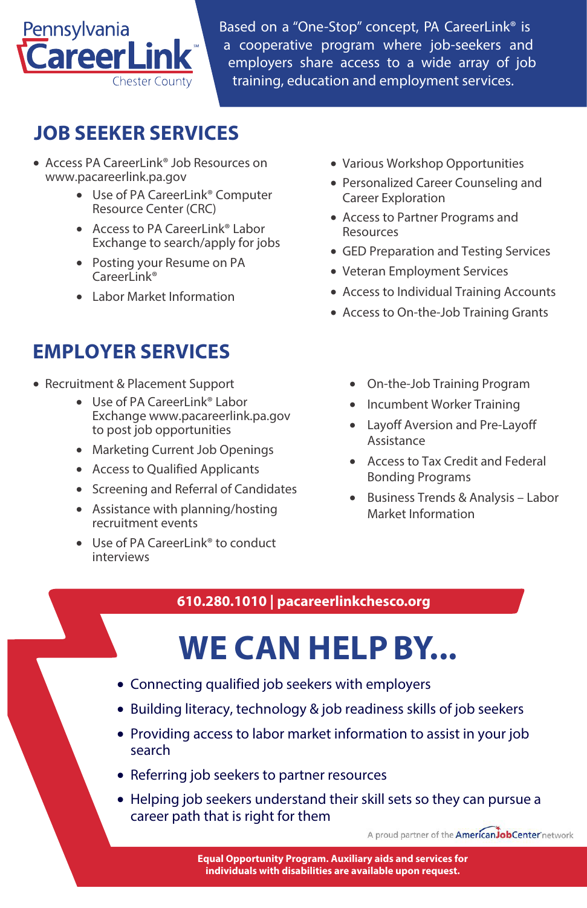Pennsylvania CareerLink℠ Chester County

Based on a "One-Stop" concept, PA CareerLink® is a cooperative program where job-seekers and employers share access to a wide array of job training, education and employment services.

## JOB SEEKER SERVICES

- Access PA CareerLink® Job Resources on www.pacareerlink.pa.gov
  - Use of PA CareerLink® Computer Resource Center (CRC)
  - Access to PA CareerLink® Labor Exchange to search/apply for jobs
  - Posting your Resume on PA CareerLink®
  - Labor Market Information
- Various Workshop Opportunities
- Personalized Career Counseling and Career Exploration
- Access to Partner Programs and Resources
- GED Preparation and Testing Services
- Veteran Employment Services
- Access to Individual Training Accounts
- Access to On-the-Job Training Grants

## EMPLOYER SERVICES

- Recruitment & Placement Support
  - Use of PA CareerLink® Labor Exchange www.pacareerlink.pa.gov to post job opportunities
  - Marketing Current Job Openings
  - Access to Qualified Applicants
  - Screening and Referral of Candidates
  - Assistance with planning/hosting recruitment events
  - Use of PA CareerLink® to conduct interviews
- On-the-Job Training Program
- Incumbent Worker Training
- Layoff Aversion and Pre-Layoff Assistance
- Access to Tax Credit and Federal Bonding Programs
- Business Trends & Analysis – Labor Market Information

**610.280.1010 | pacareerlinkchesco.org**

# WE CAN HELP BY...

- Connecting qualified job seekers with employers
- Building literacy, technology & job readiness skills of job seekers
- Providing access to labor market information to assist in your job search
- Referring job seekers to partner resources
- Helping job seekers understand their skill sets so they can pursue a career path that is right for them

A proud partner of the AmericanJobCenter network

**Equal Opportunity Program. Auxiliary aids and services for individuals with disabilities are available upon request.**